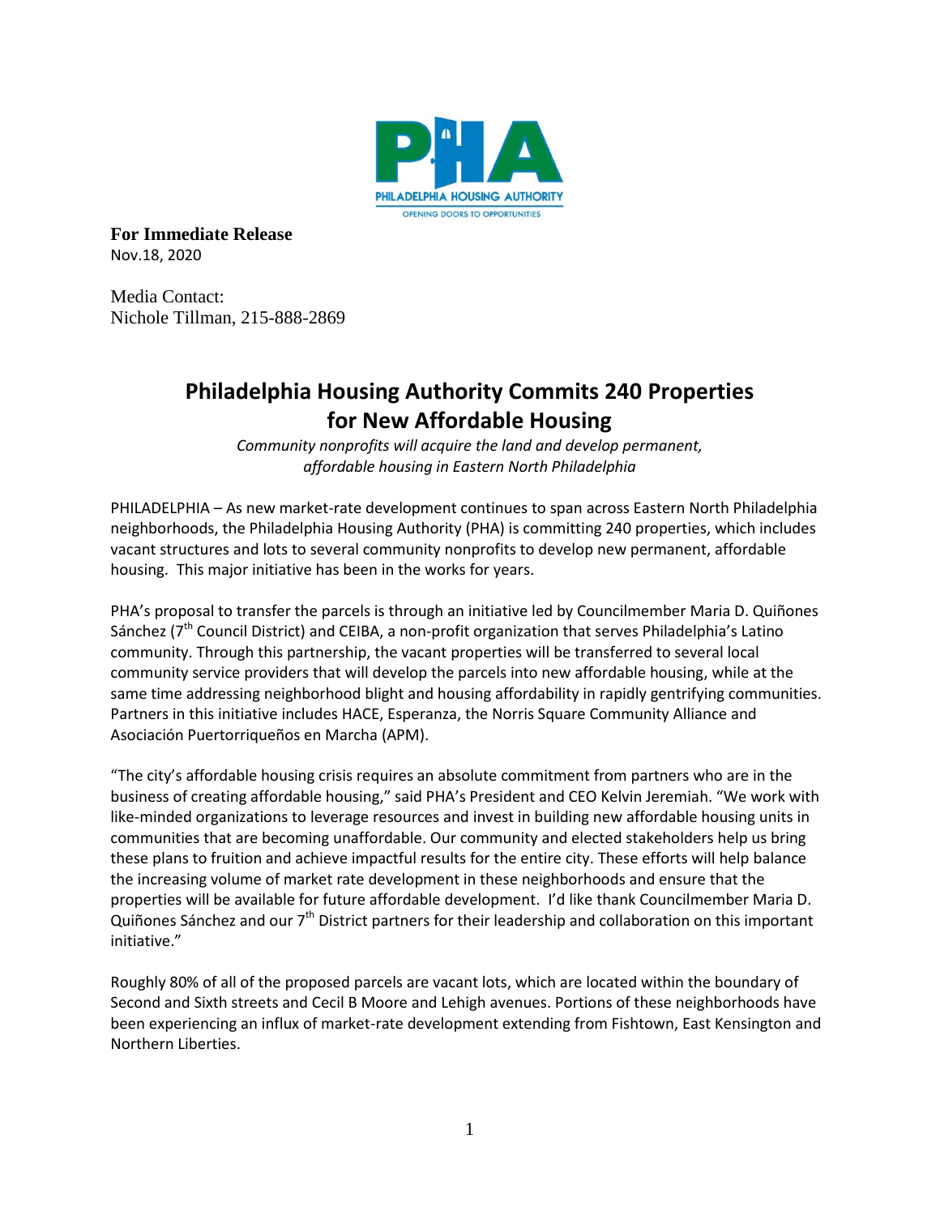**For Immediate Release**
Nov.18, 2020

Media Contact:
Nichole Tillman, 215-888-2869

# Philadelphia Housing Authority Commits 240 Properties for New Affordable Housing

*Community nonprofits will acquire the land and develop permanent, affordable housing in Eastern North Philadelphia*

PHILADELPHIA – As new market-rate development continues to span across Eastern North Philadelphia neighborhoods, the Philadelphia Housing Authority (PHA) is committing 240 properties, which includes vacant structures and lots to several community nonprofits to develop new permanent, affordable housing. This major initiative has been in the works for years.

PHA's proposal to transfer the parcels is through an initiative led by Councilmember Maria D. Quiñones Sánchez (7th Council District) and CEIBA, a non-profit organization that serves Philadelphia's Latino community. Through this partnership, the vacant properties will be transferred to several local community service providers that will develop the parcels into new affordable housing, while at the same time addressing neighborhood blight and housing affordability in rapidly gentrifying communities. Partners in this initiative includes HACE, Esperanza, the Norris Square Community Alliance and Asociación Puertorriqueños en Marcha (APM).

"The city's affordable housing crisis requires an absolute commitment from partners who are in the business of creating affordable housing," said PHA's President and CEO Kelvin Jeremiah. "We work with like-minded organizations to leverage resources and invest in building new affordable housing units in communities that are becoming unaffordable. Our community and elected stakeholders help us bring these plans to fruition and achieve impactful results for the entire city. These efforts will help balance the increasing volume of market rate development in these neighborhoods and ensure that the properties will be available for future affordable development. I'd like thank Councilmember Maria D. Quiñones Sánchez and our 7th District partners for their leadership and collaboration on this important initiative."

Roughly 80% of all of the proposed parcels are vacant lots, which are located within the boundary of Second and Sixth streets and Cecil B Moore and Lehigh avenues. Portions of these neighborhoods have been experiencing an influx of market-rate development extending from Fishtown, East Kensington and Northern Liberties.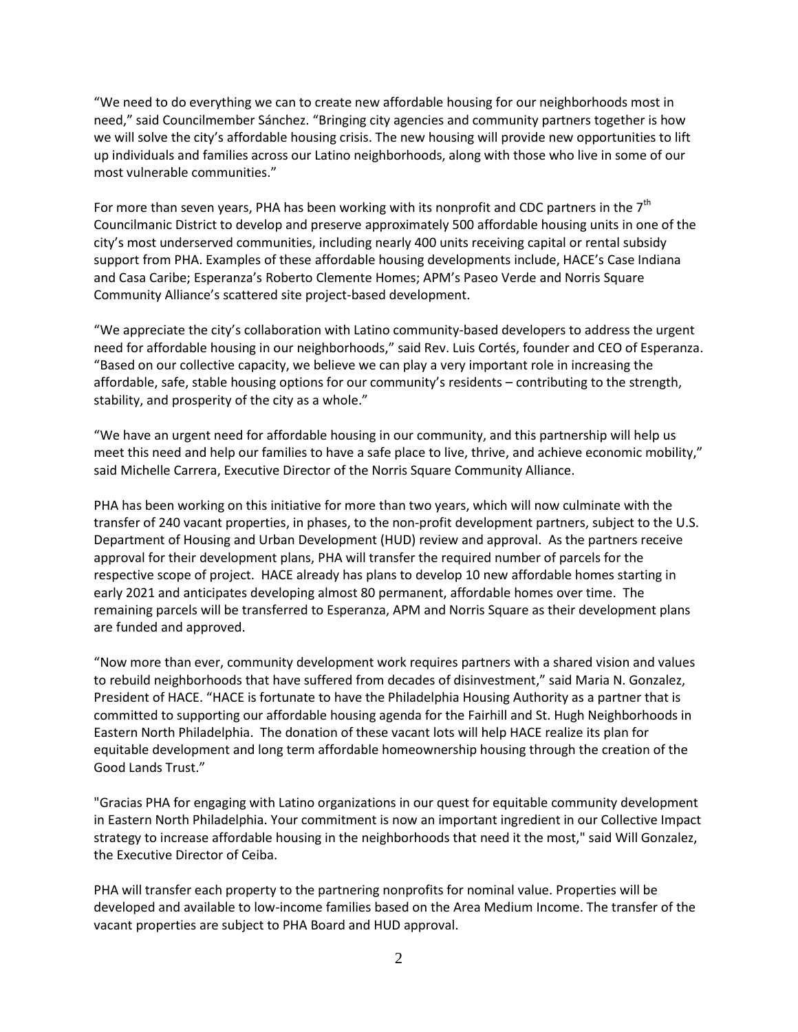“We need to do everything we can to create new affordable housing for our neighborhoods most in need,” said Councilmember Sánchez. “Bringing city agencies and community partners together is how we will solve the city’s affordable housing crisis. The new housing will provide new opportunities to lift up individuals and families across our Latino neighborhoods, along with those who live in some of our most vulnerable communities.”

For more than seven years, PHA has been working with its nonprofit and CDC partners in the 7th Councilmanic District to develop and preserve approximately 500 affordable housing units in one of the city’s most underserved communities, including nearly 400 units receiving capital or rental subsidy support from PHA. Examples of these affordable housing developments include, HACE’s Case Indiana and Casa Caribe; Esperanza’s Roberto Clemente Homes; APM’s Paseo Verde and Norris Square Community Alliance’s scattered site project-based development.

“We appreciate the city’s collaboration with Latino community-based developers to address the urgent need for affordable housing in our neighborhoods,” said Rev. Luis Cortés, founder and CEO of Esperanza. “Based on our collective capacity, we believe we can play a very important role in increasing the affordable, safe, stable housing options for our community’s residents – contributing to the strength, stability, and prosperity of the city as a whole.”

“We have an urgent need for affordable housing in our community, and this partnership will help us meet this need and help our families to have a safe place to live, thrive, and achieve economic mobility,” said Michelle Carrera, Executive Director of the Norris Square Community Alliance.

PHA has been working on this initiative for more than two years, which will now culminate with the transfer of 240 vacant properties, in phases, to the non-profit development partners, subject to the U.S. Department of Housing and Urban Development (HUD) review and approval. As the partners receive approval for their development plans, PHA will transfer the required number of parcels for the respective scope of project. HACE already has plans to develop 10 new affordable homes starting in early 2021 and anticipates developing almost 80 permanent, affordable homes over time. The remaining parcels will be transferred to Esperanza, APM and Norris Square as their development plans are funded and approved.

“Now more than ever, community development work requires partners with a shared vision and values to rebuild neighborhoods that have suffered from decades of disinvestment,” said Maria N. Gonzalez, President of HACE. “HACE is fortunate to have the Philadelphia Housing Authority as a partner that is committed to supporting our affordable housing agenda for the Fairhill and St. Hugh Neighborhoods in Eastern North Philadelphia. The donation of these vacant lots will help HACE realize its plan for equitable development and long term affordable homeownership housing through the creation of the Good Lands Trust.”

"Gracias PHA for engaging with Latino organizations in our quest for equitable community development in Eastern North Philadelphia. Your commitment is now an important ingredient in our Collective Impact strategy to increase affordable housing in the neighborhoods that need it the most," said Will Gonzalez, the Executive Director of Ceiba.

PHA will transfer each property to the partnering nonprofits for nominal value. Properties will be developed and available to low-income families based on the Area Medium Income. The transfer of the vacant properties are subject to PHA Board and HUD approval.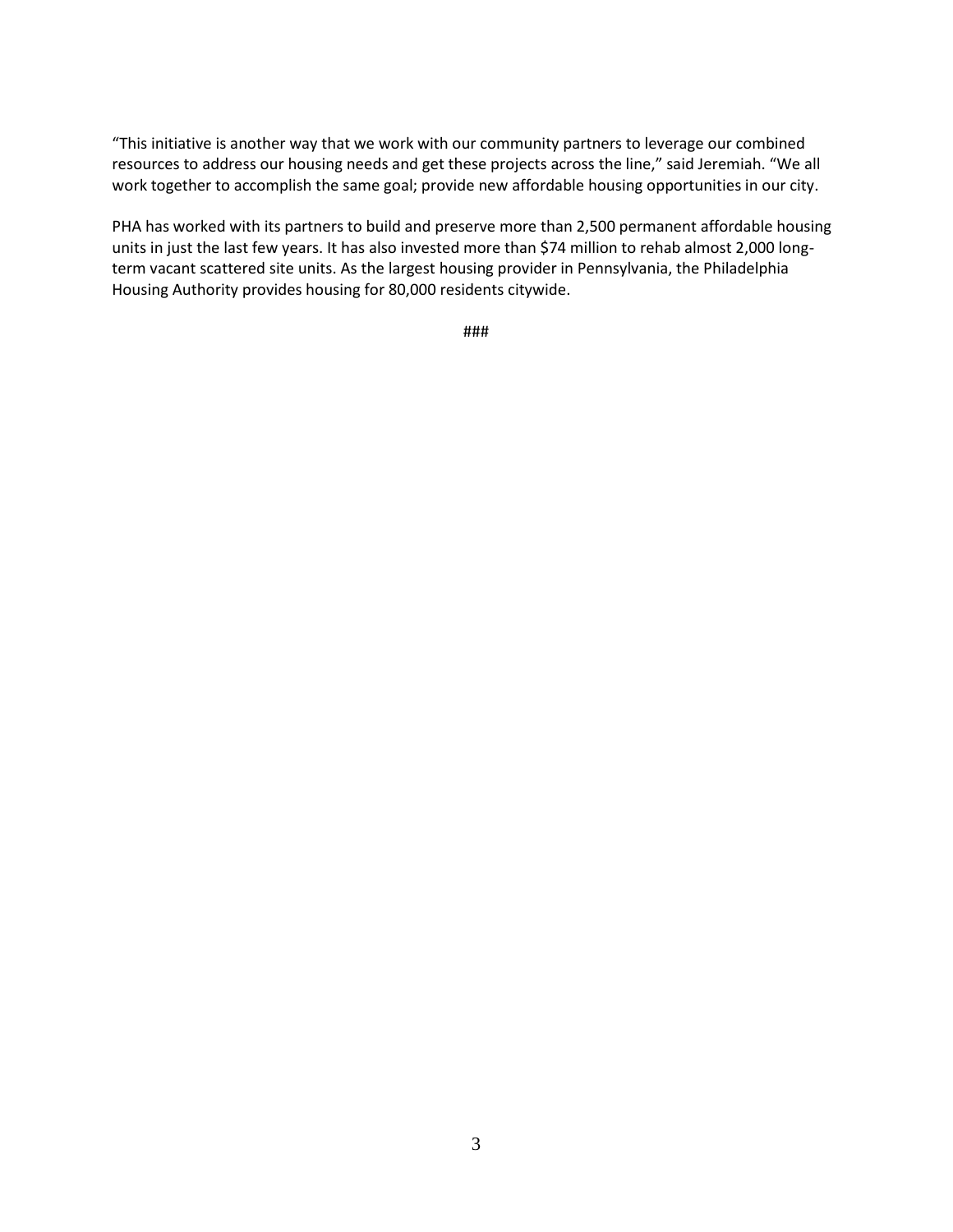"This initiative is another way that we work with our community partners to leverage our combined resources to address our housing needs and get these projects across the line," said Jeremiah. "We all work together to accomplish the same goal; provide new affordable housing opportunities in our city.

PHA has worked with its partners to build and preserve more than 2,500 permanent affordable housing units in just the last few years. It has also invested more than $74 million to rehab almost 2,000 long-term vacant scattered site units. As the largest housing provider in Pennsylvania, the Philadelphia Housing Authority provides housing for 80,000 residents citywide.

###